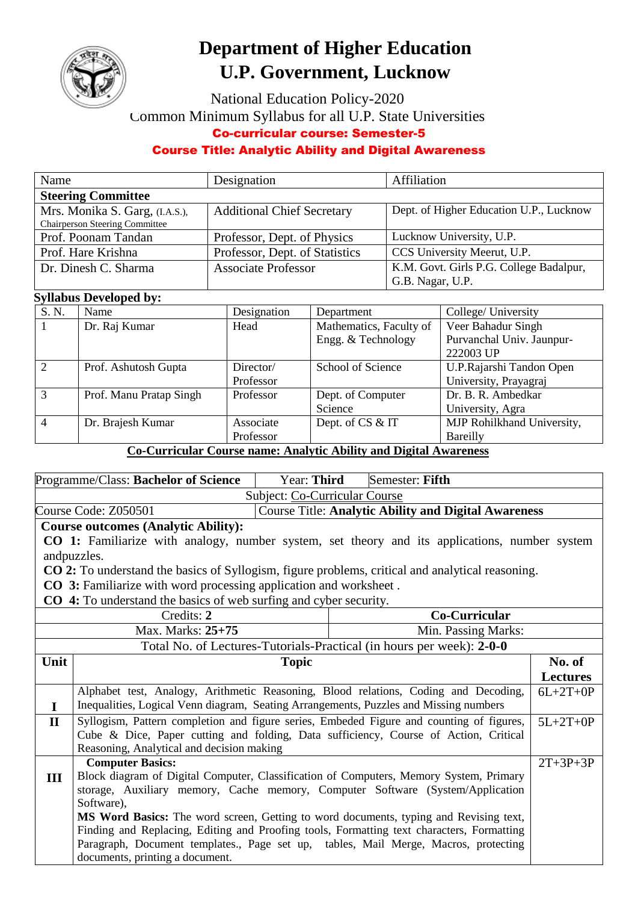# Department of Higher Education
# U.P. Government, Lucknow

National Education Policy-2020

Common Minimum Syllabus for all U.P. State Universities

**Co-curricular course: Semester-5**

**Course Title: Analytic Ability and Digital Awareness**

| Name | Designation | Affiliation |
|---|---|---|
| **Steering Committee** | | |
| Mrs. Monika S. Garg, (I.A.S.), Chairperson Steering Committee | Additional Chief Secretary | Dept. of Higher Education U.P., Lucknow |
| Prof. Poonam Tandan | Professor, Dept. of Physics | Lucknow University, U.P. |
| Prof. Hare Krishna | Professor, Dept. of Statistics | CCS University Meerut, U.P. |
| Dr. Dinesh C. Sharma | Associate Professor | K.M. Govt. Girls P.G. College Badalpur, G.B. Nagar, U.P. |

**Syllabus Developed by:**

| S. N. | Name | Designation | Department | College/ University |
|---|---|---|---|---|
| 1 | Dr. Raj Kumar | Head | Mathematics, Faculty of Engg. & Technology | Veer Bahadur Singh Purvanchal Univ. Jaunpur-222003 UP |
| 2 | Prof. Ashutosh Gupta | Director/ Professor | School of Science | U.P.Rajarshi Tandon Open University, Prayagraj |
| 3 | Prof. Manu Pratap Singh | Professor | Dept. of Computer Science | Dr. B. R. Ambedkar University, Agra |
| 4 | Dr. Brajesh Kumar | Associate Professor | Dept. of CS & IT | MJP Rohilkhand University, Bareilly |

**Co-Curricular Course name: Analytic Ability and Digital Awareness**

| Programme/Class: **Bachelor of Science** | Year: **Third** | Semester: **Fifth** |
|---|---|---|
| Subject: Co-Curricular Course | | |
| Course Code: Z050501 | Course Title: **Analytic Ability and Digital Awareness** | |

**Course outcomes (Analytic Ability):**

**CO 1:** Familiarize with analogy, number system, set theory and its applications, number system andpuzzles.

**CO 2:** To understand the basics of Syllogism, figure problems, critical and analytical reasoning.

**CO 3:** Familiarize with word processing application and worksheet .

**CO 4:** To understand the basics of web surfing and cyber security.

| Credits: **2** | **Co-Curricular** |
|---|---|
| Max. Marks: **25+75** | Min. Passing Marks: |

Total No. of Lectures-Tutorials-Practical (in hours per week): **2-0-0**

| Unit | Topic | No. of Lectures |
|---|---|---|
| **I** | Alphabet test, Analogy, Arithmetic Reasoning, Blood relations, Coding and Decoding, Inequalities, Logical Venn diagram, Seating Arrangements, Puzzles and Missing numbers | 6L+2T+0P |
| **II** | Syllogism, Pattern completion and figure series, Embeded Figure and counting of figures, Cube & Dice, Paper cutting and folding, Data sufficiency, Course of Action, Critical Reasoning, Analytical and decision making | 5L+2T+0P |
| **III** | **Computer Basics:** Block diagram of Digital Computer, Classification of Computers, Memory System, Primary storage, Auxiliary memory, Cache memory, Computer Software (System/Application Software), **MS Word Basics:** The word screen, Getting to word documents, typing and Revising text, Finding and Replacing, Editing and Proofing tools, Formatting text characters, Formatting Paragraph, Document templates., Page set up, tables, Mail Merge, Macros, protecting documents, printing a document. | 2T+3P+3P |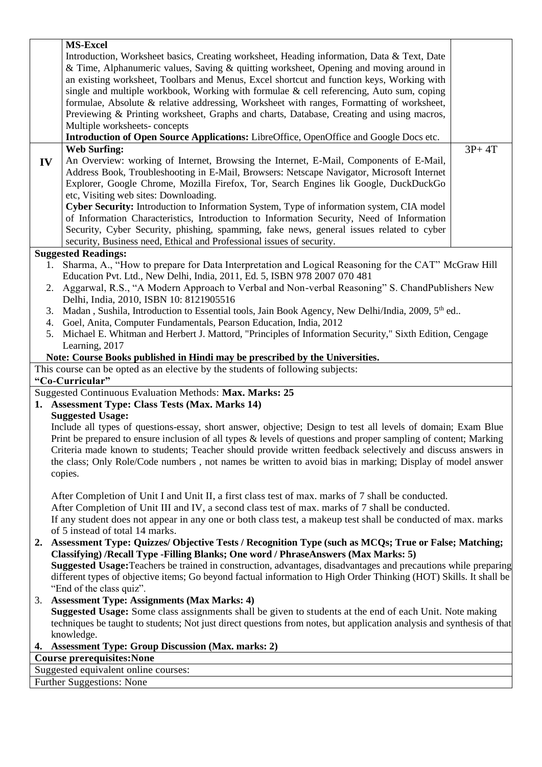| | | |
|---|---|---|
| | **MS-Excel**<br>Introduction, Worksheet basics, Creating worksheet, Heading information, Data & Text, Date & Time, Alphanumeric values, Saving & quitting worksheet, Opening and moving around in an existing worksheet, Toolbars and Menus, Excel shortcut and function keys, Working with single and multiple workbook, Working with formulae & cell referencing, Auto sum, coping formulae, Absolute & relative addressing, Worksheet with ranges, Formatting of worksheet, Previewing & Printing worksheet, Graphs and charts, Database, Creating and using macros, Multiple worksheets- concepts<br>**Introduction of Open Source Applications:** LibreOffice, OpenOffice and Google Docs etc. | |
| **IV** | **Web Surfing:**<br>An Overview: working of Internet, Browsing the Internet, E-Mail, Components of E-Mail, Address Book, Troubleshooting in E-Mail, Browsers: Netscape Navigator, Microsoft Internet Explorer, Google Chrome, Mozilla Firefox, Tor, Search Engines lik Google, DuckDuckGo etc, Visiting web sites: Downloading.<br>**Cyber Security:** Introduction to Information System, Type of information system, CIA model of Information Characteristics, Introduction to Information Security, Need of Information Security, Cyber Security, phishing, spamming, fake news, general issues related to cyber security, Business need, Ethical and Professional issues of security. | 3P+ 4T |

**Suggested Readings:**

1. Sharma, A., "How to prepare for Data Interpretation and Logical Reasoning for the CAT" McGraw Hill Education Pvt. Ltd., New Delhi, India, 2011, Ed. 5, ISBN 978 2007 070 481
2. Aggarwal, R.S., "A Modern Approach to Verbal and Non-verbal Reasoning" S. ChandPublishers New Delhi, India, 2010, ISBN 10: 8121905516
3. Madan , Sushila, Introduction to Essential tools, Jain Book Agency, New Delhi/India, 2009, 5th ed..
4. Goel, Anita, Computer Fundamentals, Pearson Education, India, 2012
5. Michael E. Whitman and Herbert J. Mattord, "Principles of Information Security," Sixth Edition, Cengage Learning, 2017

**Note: Course Books published in Hindi may be prescribed by the Universities.**

This course can be opted as an elective by the students of following subjects:

**"Co-Curricular"**

Suggested Continuous Evaluation Methods: **Max. Marks: 25**

**1. Assessment Type: Class Tests (Max. Marks 14)**

**Suggested Usage:**

Include all types of questions-essay, short answer, objective; Design to test all levels of domain; Exam Blue Print be prepared to ensure inclusion of all types & levels of questions and proper sampling of content; Marking Criteria made known to students; Teacher should provide written feedback selectively and discuss answers in the class; Only Role/Code numbers , not names be written to avoid bias in marking; Display of model answer copies.

After Completion of Unit I and Unit II, a first class test of max. marks of 7 shall be conducted.
After Completion of Unit III and IV, a second class test of max. marks of 7 shall be conducted.
If any student does not appear in any one or both class test, a makeup test shall be conducted of max. marks of 5 instead of total 14 marks.

**2. Assessment Type: Quizzes/ Objective Tests / Recognition Type (such as MCQs; True or False; Matching; Classifying) /Recall Type -Filling Blanks; One word / PhraseAnswers (Max Marks: 5)**

**Suggested Usage:**Teachers be trained in construction, advantages, disadvantages and precautions while preparing different types of objective items; Go beyond factual information to High Order Thinking (HOT) Skills. It shall be "End of the class quiz".

3. **Assessment Type: Assignments (Max Marks: 4)**

**Suggested Usage:** Some class assignments shall be given to students at the end of each Unit. Note making techniques be taught to students; Not just direct questions from notes, but application analysis and synthesis of that knowledge.

**4. Assessment Type: Group Discussion (Max. marks: 2)**

**Course prerequisites:None**

Suggested equivalent online courses:

Further Suggestions: None